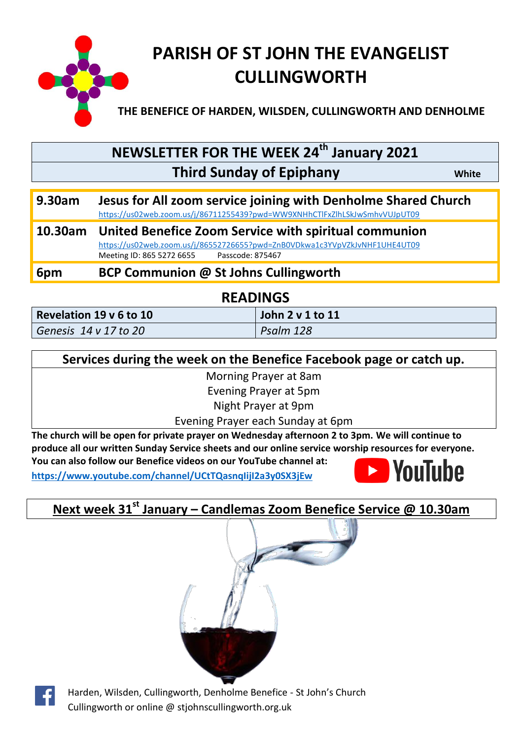# PARISH OF ST JOHN THE EVANGELIST CULLINGWORTH

**THE BENEFICE OF HARDEN, WILSDEN, CULLINGWORTH AND DENHOLME**

## NEWSLETTER FOR THE WEEK 24th January 2021

**Third Sunday of Epiphany** — White

| | |
|---|---|
| **9.30am** | **Jesus for All zoom service joining with Denholme Shared Church**<br>https://us02web.zoom.us/j/86711255439?pwd=WW9XNHhCTlFxZlhLSkJwSmhvVUJpUT09 |
| **10.30am** | **United Benefice Zoom Service with spiritual communion**<br>https://us02web.zoom.us/j/86552726655?pwd=ZnB0VDkwa1c3YVpVZkJvNHF1UHE4UT09<br>Meeting ID: 865 5272 6655 Passcode: 875467 |
| **6pm** | **BCP Communion @ St Johns Cullingworth** |

## READINGS

| | |
|---|---|
| **Revelation 19 v 6 to 10** | **John 2 v 1 to 11** |
| *Genesis 14 v 17 to 20* | *Psalm 128* |

**Services during the week on the Benefice Facebook page or catch up.**

Morning Prayer at 8am
Evening Prayer at 5pm
Night Prayer at 9pm
Evening Prayer each Sunday at 6pm

**The church will be open for private prayer on Wednesday afternoon 2 to 3pm. We will continue to produce all our written Sunday Service sheets and our online service worship resources for everyone. You can also follow our Benefice videos on our YouTube channel at:**

**https://www.youtube.com/channel/UCtTQasnqIijI2a3y0SX3jEw**

**Next week 31st January – Candlemas Zoom Benefice Service @ 10.30am**

Harden, Wilsden, Cullingworth, Denholme Benefice - St John's Church Cullingworth or online @ stjohnscullingworth.org.uk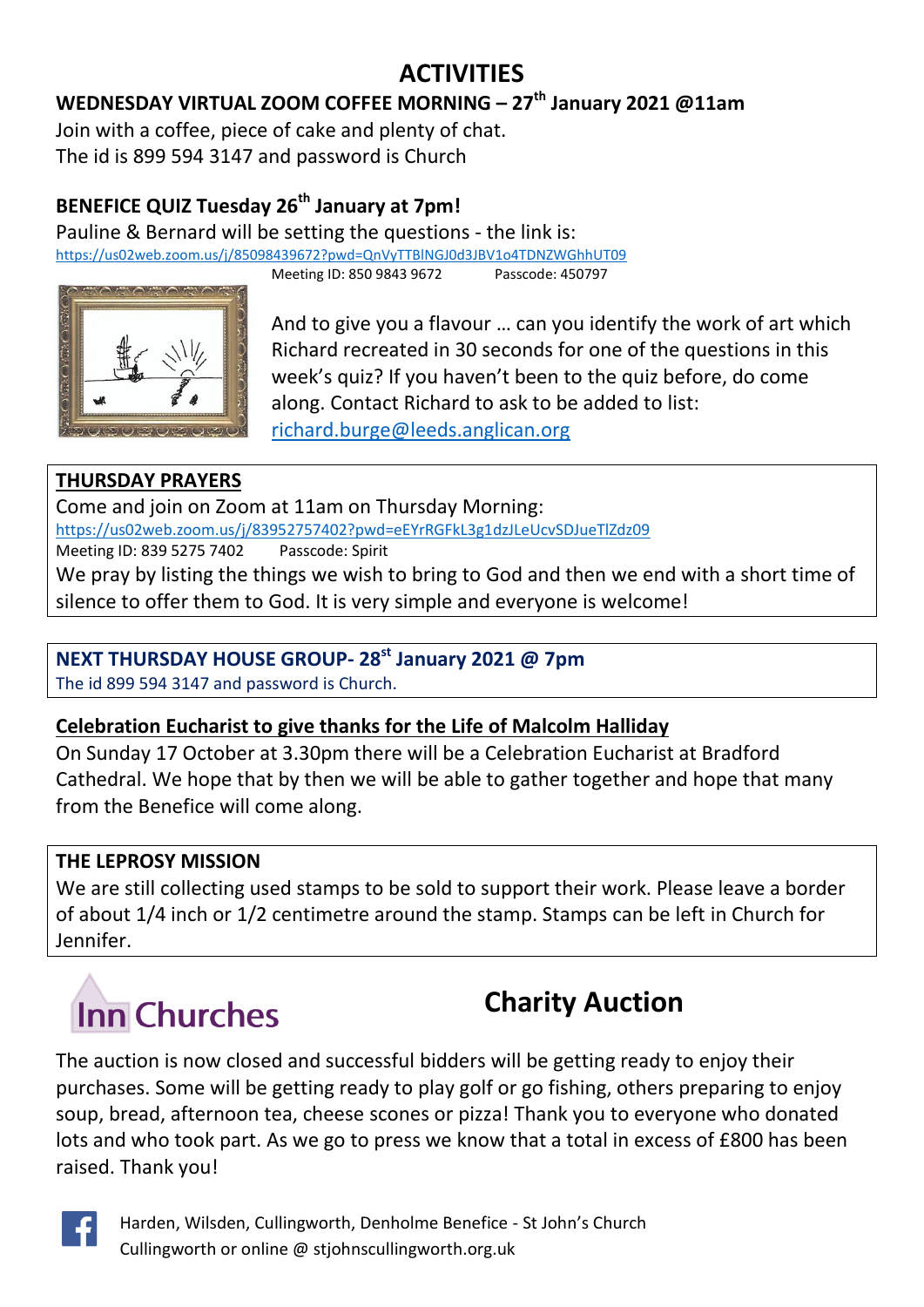# ACTIVITIES

## WEDNESDAY VIRTUAL ZOOM COFFEE MORNING – 27th January 2021 @11am

Join with a coffee, piece of cake and plenty of chat.
The id is 899 594 3147 and password is Church

## BENEFICE QUIZ Tuesday 26th January at 7pm!

Pauline & Bernard will be setting the questions - the link is:
https://us02web.zoom.us/j/85098439672?pwd=QnVyTTBlNGJ0d3JBV1o4TDNZWGhhUT09
Meeting ID: 850 9843 9672 Passcode: 450797

And to give you a flavour … can you identify the work of art which Richard recreated in 30 seconds for one of the questions in this week's quiz? If you haven't been to the quiz before, do come along. Contact Richard to ask to be added to list: richard.burge@leeds.anglican.org

## THURSDAY PRAYERS

Come and join on Zoom at 11am on Thursday Morning:
https://us02web.zoom.us/j/83952757402?pwd=eEYrRGFkL3g1dzJLeUcvSDJueTlZdz09
Meeting ID: 839 5275 7402 Passcode: Spirit

We pray by listing the things we wish to bring to God and then we end with a short time of silence to offer them to God. It is very simple and everyone is welcome!

## NEXT THURSDAY HOUSE GROUP- 28st January 2021 @ 7pm

The id 899 594 3147 and password is Church.

## Celebration Eucharist to give thanks for the Life of Malcolm Halliday

On Sunday 17 October at 3.30pm there will be a Celebration Eucharist at Bradford Cathedral. We hope that by then we will be able to gather together and hope that many from the Benefice will come along.

## THE LEPROSY MISSION

We are still collecting used stamps to be sold to support their work. Please leave a border of about 1/4 inch or 1/2 centimetre around the stamp. Stamps can be left in Church for Jennifer.

## Inn Churches Charity Auction

The auction is now closed and successful bidders will be getting ready to enjoy their purchases. Some will be getting ready to play golf or go fishing, others preparing to enjoy soup, bread, afternoon tea, cheese scones or pizza! Thank you to everyone who donated lots and who took part. As we go to press we know that a total in excess of £800 has been raised. Thank you!

Harden, Wilsden, Cullingworth, Denholme Benefice - St John's Church Cullingworth or online @ stjohnscullingworth.org.uk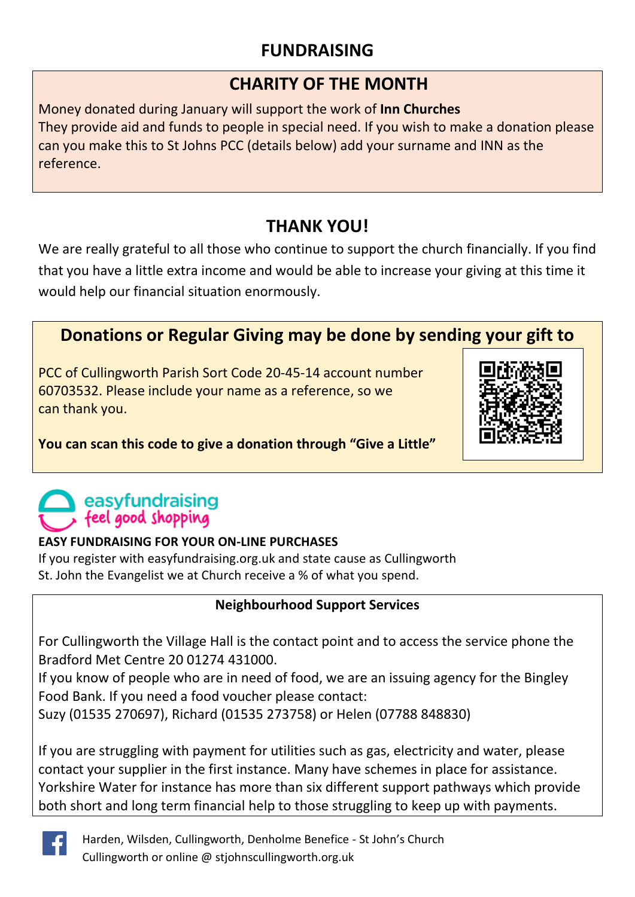# FUNDRAISING

## CHARITY OF THE MONTH

Money donated during January will support the work of **Inn Churches**
They provide aid and funds to people in special need. If you wish to make a donation please can you make this to St Johns PCC (details below) add your surname and INN as the reference.

## THANK YOU!

We are really grateful to all those who continue to support the church financially. If you find that you have a little extra income and would be able to increase your giving at this time it would help our financial situation enormously.

## Donations or Regular Giving may be done by sending your gift to

PCC of Cullingworth Parish Sort Code 20-45-14 account number 60703532. Please include your name as a reference, so we can thank you.

**You can scan this code to give a donation through "Give a Little"**

easyfundraising
feel good shopping

**EASY FUNDRAISING FOR YOUR ON-LINE PURCHASES**

If you register with easyfundraising.org.uk and state cause as Cullingworth St. John the Evangelist we at Church receive a % of what you spend.

**Neighbourhood Support Services**

For Cullingworth the Village Hall is the contact point and to access the service phone the Bradford Met Centre 20 01274 431000.
If you know of people who are in need of food, we are an issuing agency for the Bingley Food Bank. If you need a food voucher please contact:
Suzy (01535 270697), Richard (01535 273758) or Helen (07788 848830)

If you are struggling with payment for utilities such as gas, electricity and water, please contact your supplier in the first instance. Many have schemes in place for assistance. Yorkshire Water for instance has more than six different support pathways which provide both short and long term financial help to those struggling to keep up with payments.

Harden, Wilsden, Cullingworth, Denholme Benefice - St John's Church Cullingworth or online @ stjohnscullingworth.org.uk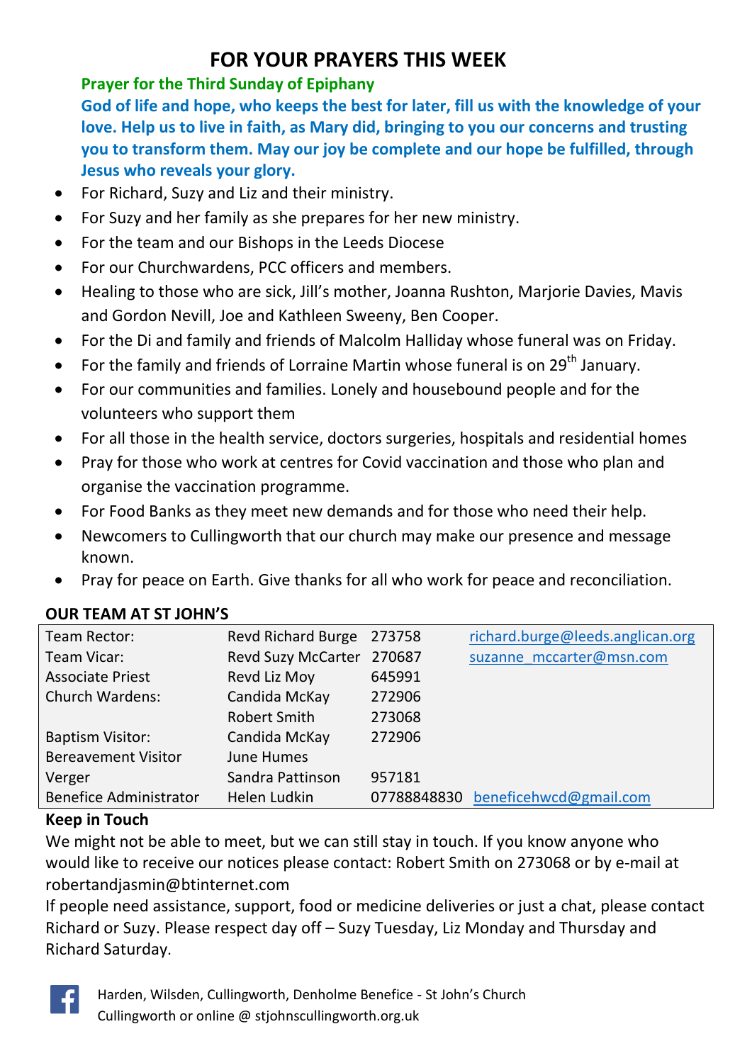# FOR YOUR PRAYERS THIS WEEK

**Prayer for the Third Sunday of Epiphany**

**God of life and hope, who keeps the best for later, fill us with the knowledge of your love. Help us to live in faith, as Mary did, bringing to you our concerns and trusting you to transform them. May our joy be complete and our hope be fulfilled, through Jesus who reveals your glory.**

- For Richard, Suzy and Liz and their ministry.
- For Suzy and her family as she prepares for her new ministry.
- For the team and our Bishops in the Leeds Diocese
- For our Churchwardens, PCC officers and members.
- Healing to those who are sick, Jill's mother, Joanna Rushton, Marjorie Davies, Mavis and Gordon Nevill, Joe and Kathleen Sweeny, Ben Cooper.
- For the Di and family and friends of Malcolm Halliday whose funeral was on Friday.
- For the family and friends of Lorraine Martin whose funeral is on 29th January.
- For our communities and families. Lonely and housebound people and for the volunteers who support them
- For all those in the health service, doctors surgeries, hospitals and residential homes
- Pray for those who work at centres for Covid vaccination and those who plan and organise the vaccination programme.
- For Food Banks as they meet new demands and for those who need their help.
- Newcomers to Cullingworth that our church may make our presence and message known.
- Pray for peace on Earth. Give thanks for all who work for peace and reconciliation.

## OUR TEAM AT ST JOHN'S

| | | | |
|---|---|---|---|
| Team Rector: | Revd Richard Burge | 273758 | richard.burge@leeds.anglican.org |
| Team Vicar: | Revd Suzy McCarter | 270687 | suzanne_mccarter@msn.com |
| Associate Priest | Revd Liz Moy | 645991 | |
| Church Wardens: | Candida McKay | 272906 | |
| | Robert Smith | 273068 | |
| Baptism Visitor: | Candida McKay | 272906 | |
| Bereavement Visitor | June Humes | | |
| Verger | Sandra Pattinson | 957181 | |
| Benefice Administrator | Helen Ludkin | 07788848830 | beneficehwcd@gmail.com |

**Keep in Touch**

We might not be able to meet, but we can still stay in touch. If you know anyone who would like to receive our notices please contact: Robert Smith on 273068 or by e-mail at robertandjasmin@btinternet.com

If people need assistance, support, food or medicine deliveries or just a chat, please contact Richard or Suzy. Please respect day off – Suzy Tuesday, Liz Monday and Thursday and Richard Saturday.

Harden, Wilsden, Cullingworth, Denholme Benefice - St John's Church Cullingworth or online @ stjohnscullingworth.org.uk